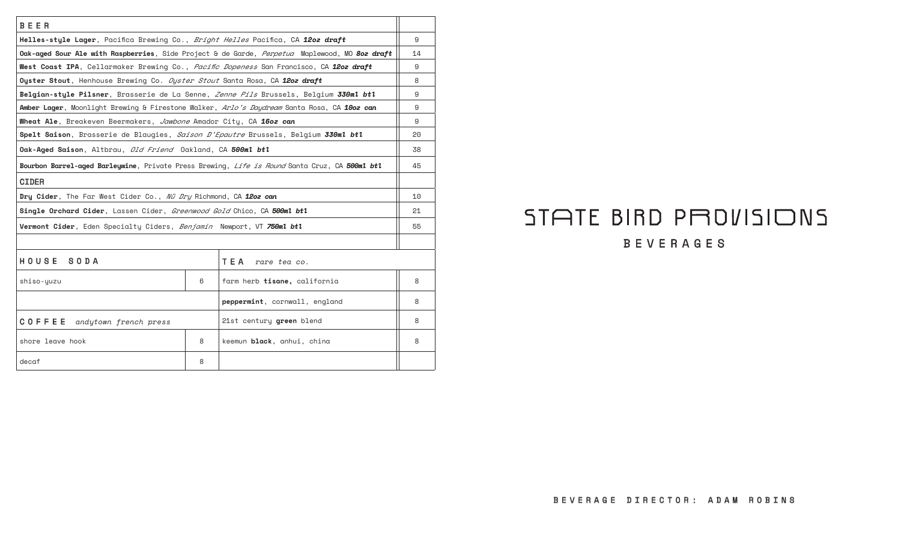# STATE BIRD PROVISIONS

## BEVERAGES

| BEER | |
|---|---|
| **Helles-style Lager**, Pacifica Brewing Co., *Bright Helles* Pacifica, CA ***12oz draft*** | 9 |
| **Oak-aged Sour Ale with Raspberries**, Side Project & de Garde, *Perpetua* Maplewood, MO ***8oz draft*** | 14 |
| **West Coast IPA**, Cellarmaker Brewing Co., *Pacific Dopeness* San Francisco, CA ***12oz draft*** | 9 |
| **Oyster Stout**, Henhouse Brewing Co. *Oyster Stout* Santa Rosa, CA ***12oz draft*** | 8 |
| **Belgian-style Pilsner**, Brasserie de La Senne, *Zenne Pils* Brussels, Belgium ***330ml btl*** | 9 |
| **Amber Lager**, Moonlight Brewing & Firestone Walker, *Arlo's Daydream* Santa Rosa, CA ***16oz can*** | 9 |
| **Wheat Ale**, Breakeven Beermakers, *Jawbone* Amador City, CA ***16oz can*** | 9 |
| **Spelt Saison**, Brasserie de Blaugies, *Saison D'Epautre* Brussels, Belgium ***330ml btl*** | 20 |
| **Oak-Aged Saison**, Altbrau, *Old Friend* Oakland, CA ***500ml btl*** | 38 |
| **Bourbon Barrel-aged Barleywine**, Private Press Brewing, *Life is Round* Santa Cruz, CA ***500ml btl*** | 45 |
| **CIDER** | |
| **Dry Cider**, The Far West Cider Co., *Nü Dry* Richmond, CA ***12oz can*** | 10 |
| **Single Orchard Cider**, Lassen Cider, *Greenwood Gold* Chico, CA ***500ml btl*** | 21 |
| **Vermont Cider**, Eden Specialty Ciders, *Benjamin* Newport, VT ***750ml btl*** | 55 |

| HOUSE SODA | | TEA *rare tea co.* | |
|---|---|---|---|
| shiso-yuzu | 6 | farm herb **tisane,** california | 8 |
| | | **peppermint**, cornwall, england | 8 |
| **COFFEE** *andytown french press* | | 21st century **green** blend | 8 |
| shore leave hook | 8 | keemun **black**, anhui, china | 8 |
| decaf | 8 | | |

BEVERAGE DIRECTOR: ADAM ROBINS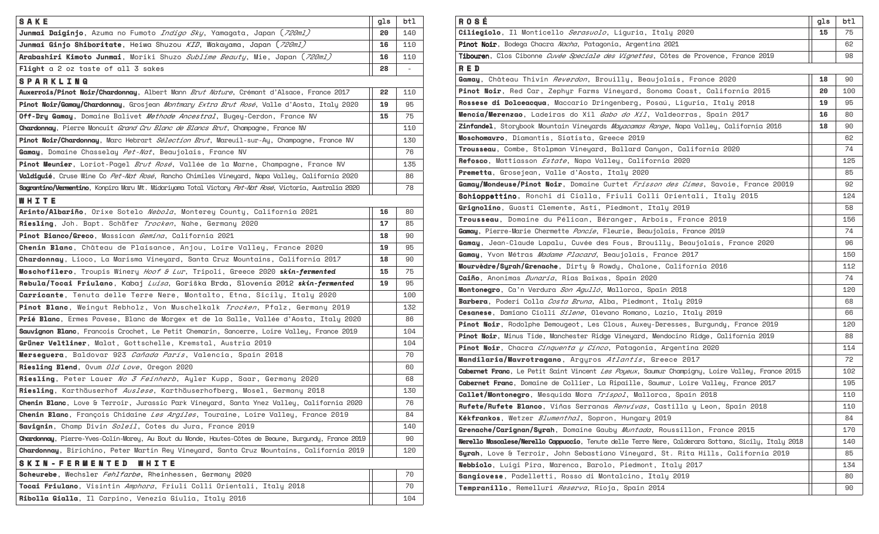| SAKE | gls | btl |
|---|---|---|
| **Junmai Daiginjo**, Azuma no Fumoto *Indigo Sky*, Yamagata, Japan (*720ml*) | 20 | 140 |
| **Junmai Ginjo Shiboritate**, Heiwa Shuzou *KID*, Wakayama, Japan (*720ml*) | 16 | 110 |
| **Arabashiri Kimoto Junmai**, Moriki Shuzo *Sublime Beauty*, Mie, Japan (*720ml*) | 16 | 110 |
| **Flight** a 2 oz taste of all 3 sakes | 28 | - |
| **SPARKLING** | | |
| **Auxerrois/Pinot Noir/Chardonnay**, Albert Mann *Brut Nature*, Crémant d'Alsace, France 2017 | 22 | 110 |
| **Pinot Noir/Gamay/Chardonnay**, Grosjean *Montmary Extra Brut Rosé*, Valle d'Aosta, Italy 2020 | 19 | 95 |
| **Off-Dry Gamay**, Domaine Balivet *Methode Ancestral*, Bugey-Cerdon, France NV | 15 | 75 |
| **Chardonnay**, Pierre Moncuit *Grand Cru Blanc de Blancs Brut*, Champagne, France NV | | 110 |
| **Pinot Noir/Chardonnay**, Marc Hebrart *Sélection Brut*, Mareuil-sur-Ay, Champagne, France NV | | 130 |
| **Gamay**, Domaine Chasselay *Pet-Nat*, Beaujolais, France NV | | 76 |
| **Pinot Meunier**, Loriot-Pagel *Brut Rosé*, Vallée de la Marne, Champagne, France NV | | 135 |
| **Valdiguié**, Cruse Wine Co *Pet-Nat Rosé*, Rancho Chimiles Vineyard, Napa Valley, California 2020 | | 86 |
| **Sagrantino/Vermentino**, Konpira Maru Mt. Midoriyama Total Victory *Pet-Nat Rosé*, Victoria, Australia 2020 | | 78 |
| **WHITE** | | |
| **Arinto/Albariño**, Orixe Sotelo *Nebola*, Monterey County, California 2021 | 16 | 80 |
| **Riesling**, Joh. Bapt. Schäfer *Trocken*, Nahe, Germany 2020 | 17 | 85 |
| **Pinot Bianco/Greco**, Massican *Gemina*, California 2021 | 18 | 90 |
| **Chenin Blanc**, Château de Plaisance, Anjou, Loire Valley, France 2020 | 19 | 95 |
| **Chardonnay**, Lioco, La Marisma Vineyard, Santa Cruz Mountains, California 2017 | 18 | 90 |
| **Moschofilero**, Troupis Winery *Hoof & Lur*, Tripoli, Greece 2020 ***skin-fermented*** | 15 | 75 |
| **Rebula/Tocai Friulano**, Kabaj *Luisa*, Goriška Brda, Slovenia 2012 ***skin-fermented*** | 19 | 95 |
| **Carricante**, Tenuta delle Terre Nere, Montalto, Etna, Sicily, Italy 2020 | | 100 |
| **Pinot Blanc**, Weingut Rebholz, Von Muschelkalk *Trocken*, Pfalz, Germany 2019 | | 132 |
| **Prié Blanc**, Ermes Pavese, Blanc de Morgex et de la Salle, Vallée d'Aosta, Italy 2020 | | 86 |
| **Sauvignon Blanc**, Francois Crochet, Le Petit Chemarin, Sancerre, Loire Valley, France 2019 | | 104 |
| **Grüner Veltliner**, Malat, Gottschelle, Kremstal, Austria 2019 | | 104 |
| **Merseguera**, Baldovar 923 *Cañada Paris*, Valencia, Spain 2018 | | 70 |
| **Riesling Blend**, Ovum *Old Love*, Oregon 2020 | | 60 |
| **Riesling**, Peter Lauer *No 3 Feinherb*, Ayler Kupp, Saar, Germany 2020 | | 68 |
| **Riesling**, Karthäuserhof *Auslese*, Karthäuserhofberg, Mosel, Germany 2018 | | 130 |
| **Chenin Blanc**, Love & Terroir, Jurassic Park Vineyard, Santa Ynez Valley, California 2020 | | 76 |
| **Chenin Blanc**, François Chidaine *Les Argiles*, Touraine, Loire Valley, France 2019 | | 84 |
| **Savignin**, Champ Divin *Soleil*, Cotes du Jura, France 2019 | | 140 |
| **Chardonnay**, Pierre-Yves-Colin-Morey, Au Bout du Monde, Hautes-Côtes de Beaune, Burgundy, France 2019 | | 90 |
| **Chardonnay**, Birichino, Peter Martin Rey Vineyard, Santa Cruz Mountains, California 2019 | | 120 |
| **SKIN-FERMENTED WHITE** | | |
| **Scheurebe**, Wechsler *Fehlfarbe*, Rheinhessen, Germany 2020 | | 70 |
| **Tocai Friulano**, Visintin *Amphora*, Friuli Colli Orientali, Italy 2018 | | 70 |
| **Ribolla Gialla**, Il Carpino, Venezia Giulia, Italy 2016 | | 104 |

| ROSÉ | gls | btl |
|---|---|---|
| **Ciliegiolo**, Il Monticello *Serasuolo*, Liguria, Italy 2020 | 15 | 75 |
| **Pinot Noir**, Bodega Chacra *Macha*, Patagonia, Argentina 2021 | | 62 |
| **Tibouren**, Clos Cibonne *Cuvée Speciale des Vignettes*, Côtes de Provence, France 2019 | | 98 |
| **RED** | | |
| **Gamay**, Château Thivin *Reverdon*, Brouilly, Beaujolais, France 2020 | 18 | 90 |
| **Pinot Noir**, Red Car, Zephyr Farms Vineyard, Sonoma Coast, California 2015 | 20 | 100 |
| **Rossese di Dolceacqua**, Maccario Dringenberg, Posaù, Liguria, Italy 2018 | 19 | 95 |
| **Mencía/Merenzao**, Ladeiras do Xil *Gabo do Xil*, Valdeorras, Spain 2017 | 16 | 80 |
| **Zinfandel**, Storybook Mountain Vineyards *Mayacamas Range*, Napa Valley, California 2016 | 18 | 90 |
| **Moschomavro**, Diamantis, Siatista, Greece 2019 | | 62 |
| **Trousseau**, Combe, Stolpman Vineyard, Ballard Canyon, California 2020 | | 74 |
| **Refosco**, Mattiasson *Estate*, Napa Valley, California 2020 | | 125 |
| **Premetta**, Grosejean, Valle d'Aosta, Italy 2020 | | 85 |
| **Gamay/Mondeuse/Pinot Noir**, Domaine Curtet *Frisson des Cimes*, Savoie, France 20019 | | 92 |
| **Schioppettino**, Ronchi di Cialla, Friuli Colli Orientali, Italy 2015 | | 124 |
| **Grignolino**, Guasti Clemente, Asti, Piedmont, Italy 2019 | | 58 |
| **Trousseau**, Domaine du Pélican, Béranger, Arbois, France 2019 | | 156 |
| **Gamay**, Pierre-Marie Chermette *Poncie*, Fleurie, Beaujolais, France 2019 | | 74 |
| **Gamay**, Jean-Claude Lapalu, Cuvée des Fous, Brouilly, Beaujolais, France 2020 | | 96 |
| **Gamay**, Yvon Métras *Madame Placard*, Beaujolais, France 2017 | | 150 |
| **Mourvèdre/Syrah/Grenache**, Dirty & Rowdy, Chalone, California 2016 | | 112 |
| **Caiño**, Anonimas *Dunaria*, Rias Baixas, Spain 2020 | | 74 |
| **Montonegro**, Ca'n Verdura *Son Agulló*, Mallorca, Spain 2018 | | 120 |
| **Barbera**, Poderi Colla *Costa Bruna*, Alba, Piedmont, Italy 2019 | | 68 |
| **Cesanese**, Damiano Ciolli *Silene*, Olevano Romano, Lazio, Italy 2019 | | 66 |
| **Pinot Noir**, Rodolphe Demougeot, Les Clous, Auxey-Deresses, Burgundy, France 2019 | | 120 |
| **Pinot Noir**, Minus Tide, Manchester Ridge Vineyard, Mendocino Ridge, California 2019 | | 88 |
| **Pinot Noir**, Chacra *Cinquenta y Cinco*, Patagonia, Argentina 2020 | | 114 |
| **Mandilaria/Mavrotragano**, Argyros *Atlantis*, Greece 2017 | | 72 |
| **Cabernet Franc**, Le Petit Saint Vincent *Les Poyeux*, Saumur Champigny, Loire Valley, France 2015 | | 102 |
| **Cabernet Franc**, Domaine de Collier, La Ripaille, Saumur, Loire Valley, France 2017 | | 195 |
| **Callet/Montonegro**, Mesquida Mora *Trispol*, Mallorca, Spain 2018 | | 110 |
| **Rufete/Rufete Blanco**, Viñas Serranas *Renvivas*, Castilla y Leon, Spain 2018 | | 110 |
| **Kékfrankos**, Wetzer *Blumenthal*, Sopron, Hungary 2019 | | 84 |
| **Grenache/Carignan/Syrah**, Domaine Gauby *Muntada*, Roussillon, France 2015 | | 170 |
| **Nerello Mascalese/Nerello Cappuccio**, Tenute delle Terre Nere, Calderara Sottana, Sicily, Italy 2018 | | 140 |
| **Syrah**, Love & Terroir, John Sebastiano Vineyard, St. Rita Hills, California 2019 | | 85 |
| **Nebbiolo**, Luigi Pira, Marenca, Barolo, Piedmont, Italy 2017 | | 134 |
| **Sangiovese**, Padelletti, Rosso di Montalcino, Italy 2019 | | 80 |
| **Tempranillo**, Remelluri *Reserva*, Rioja, Spain 2014 | | 90 |